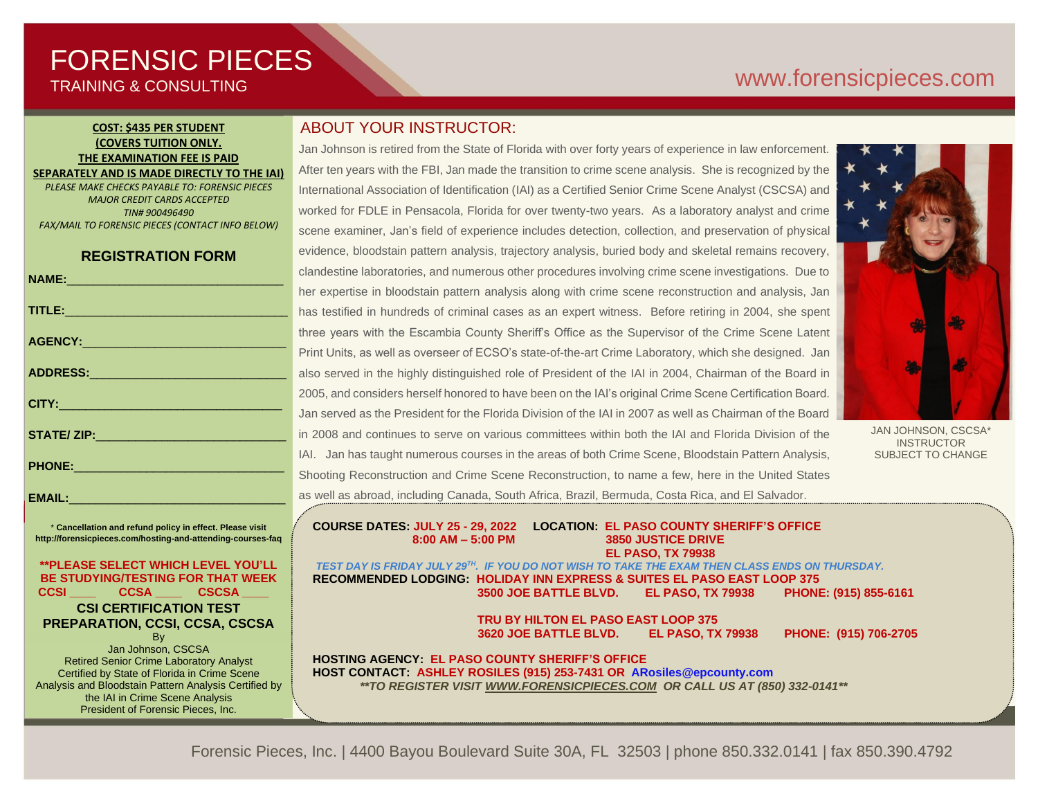# FORENSIC PIECES
TRAINING & CONSULTING

www.forensicpieces.com

**COST: $435 PER STUDENT**
**(COVERS TUITION ONLY.**
**THE EXAMINATION FEE IS PAID SEPARATELY AND IS MADE DIRECTLY TO THE IAI)**
*PLEASE MAKE CHECKS PAYABLE TO: FORENSIC PIECES*
*MAJOR CREDIT CARDS ACCEPTED*
*TIN# 900496490*
*FAX/MAIL TO FORENSIC PIECES (CONTACT INFO BELOW)*

## REGISTRATION FORM

**NAME:**________________________________

**TITLE:**________________________________

**AGENCY:**________________________________

**ADDRESS:**________________________________

**CITY:**________________________________

**STATE/ ZIP:**________________________________

**PHONE:**________________________________

**EMAIL:**________________________________

\* **Cancellation and refund policy in effect. Please visit http://forensicpieces.com/hosting-and-attending-courses-faq**

**\*\*PLEASE SELECT WHICH LEVEL YOU'LL BE STUDYING/TESTING FOR THAT WEEK**
**CCSI ____ CCSA ____ CSCSA ____**

**CSI CERTIFICATION TEST PREPARATION, CCSI, CCSA, CSCSA**
By
Jan Johnson, CSCSA
Retired Senior Crime Laboratory Analyst
Certified by State of Florida in Crime Scene Analysis and Bloodstain Pattern Analysis Certified by the IAI in Crime Scene Analysis
President of Forensic Pieces, Inc.

## ABOUT YOUR INSTRUCTOR:

Jan Johnson is retired from the State of Florida with over forty years of experience in law enforcement. After ten years with the FBI, Jan made the transition to crime scene analysis. She is recognized by the International Association of Identification (IAI) as a Certified Senior Crime Scene Analyst (CSCSA) and worked for FDLE in Pensacola, Florida for over twenty-two years. As a laboratory analyst and crime scene examiner, Jan's field of experience includes detection, collection, and preservation of physical evidence, bloodstain pattern analysis, trajectory analysis, buried body and skeletal remains recovery, clandestine laboratories, and numerous other procedures involving crime scene investigations. Due to her expertise in bloodstain pattern analysis along with crime scene reconstruction and analysis, Jan has testified in hundreds of criminal cases as an expert witness. Before retiring in 2004, she spent three years with the Escambia County Sheriff's Office as the Supervisor of the Crime Scene Latent Print Units, as well as overseer of ECSO's state-of-the-art Crime Laboratory, which she designed. Jan also served in the highly distinguished role of President of the IAI in 2004, Chairman of the Board in 2005, and considers herself honored to have been on the IAI's original Crime Scene Certification Board. Jan served as the President for the Florida Division of the IAI in 2007 as well as Chairman of the Board in 2008 and continues to serve on various committees within both the IAI and Florida Division of the IAI. Jan has taught numerous courses in the areas of both Crime Scene, Bloodstain Pattern Analysis, Shooting Reconstruction and Crime Scene Reconstruction, to name a few, here in the United States as well as abroad, including Canada, South Africa, Brazil, Bermuda, Costa Rica, and El Salvador.

JAN JOHNSON, CSCSA*
INSTRUCTOR
SUBJECT TO CHANGE

**COURSE DATES: JULY 25 - 29, 2022**
**8:00 AM – 5:00 PM**

**LOCATION: EL PASO COUNTY SHERIFF'S OFFICE**
**3850 JUSTICE DRIVE**
**EL PASO, TX 79938**

***TEST DAY IS FRIDAY JULY 29TH. IF YOU DO NOT WISH TO TAKE THE EXAM THEN CLASS ENDS ON THURSDAY.***

**RECOMMENDED LODGING: HOLIDAY INN EXPRESS & SUITES EL PASO EAST LOOP 375**
**3500 JOE BATTLE BLVD. EL PASO, TX 79938 PHONE: (915) 855-6161**

**TRU BY HILTON EL PASO EAST LOOP 375**
**3620 JOE BATTLE BLVD. EL PASO, TX 79938 PHONE: (915) 706-2705**

**HOSTING AGENCY: EL PASO COUNTY SHERIFF'S OFFICE**
**HOST CONTACT: ASHLEY ROSILES (915) 253-7431 OR ARosiles@epcounty.com**
***\*\*TO REGISTER VISIT WWW.FORENSICPIECES.COM OR CALL US AT (850) 332-0141\*\****

Forensic Pieces, Inc. | 4400 Bayou Boulevard Suite 30A, FL 32503 | phone 850.332.0141 | fax 850.390.4792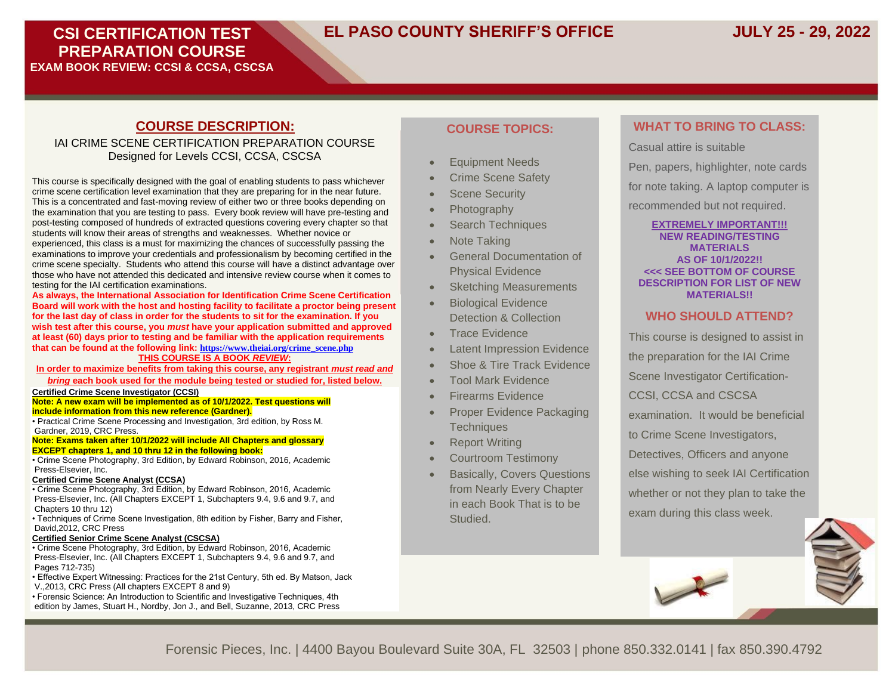# CSI CERTIFICATION TEST PREPARATION COURSE

**EXAM BOOK REVIEW: CCSI & CCSA, CSCSA**

## EL PASO COUNTY SHERIFF'S OFFICE

## JULY 25 - 29, 2022

## COURSE DESCRIPTION:

IAI CRIME SCENE CERTIFICATION PREPARATION COURSE
Designed for Levels CCSI, CCSA, CSCSA

This course is specifically designed with the goal of enabling students to pass whichever crime scene certification level examination that they are preparing for in the near future. This is a concentrated and fast-moving review of either two or three books depending on the examination that you are testing to pass. Every book review will have pre-testing and post-testing composed of hundreds of extracted questions covering every chapter so that students will know their areas of strengths and weaknesses. Whether novice or experienced, this class is a must for maximizing the chances of successfully passing the examinations to improve your credentials and professionalism by becoming certified in the crime scene specialty. Students who attend this course will have a distinct advantage over those who have not attended this dedicated and intensive review course when it comes to testing for the IAI certification examinations.

**As always, the International Association for Identification Crime Scene Certification Board will work with the host and hosting facility to facilitate a proctor being present for the last day of class in order for the students to sit for the examination. If you wish test after this course, you *must* have your application submitted and approved at least (60) days prior to testing and be familiar with the application requirements that can be found at the following link: https://www.theiai.org/crime_scene.php**

**THIS COURSE IS A BOOK *REVIEW*:**

**In order to maximize benefits from taking this course, any registrant *must read and bring* each book used for the module being tested or studied for, listed below.**

**Certified Crime Scene Investigator (CCSI)**

**Note: A new exam will be implemented as of 10/1/2022. Test questions will include information from this new reference (Gardner).**

- Practical Crime Scene Processing and Investigation, 3rd edition, by Ross M. Gardner, 2019, CRC Press.

**Note: Exams taken after 10/1/2022 will include All Chapters and glossary EXCEPT chapters 1, and 10 thru 12 in the following book:**

- Crime Scene Photography, 3rd Edition, by Edward Robinson, 2016, Academic Press-Elsevier, Inc.

**Certified Crime Scene Analyst (CCSA)**

- Crime Scene Photography, 3rd Edition, by Edward Robinson, 2016, Academic Press-Elsevier, Inc. (All Chapters EXCEPT 1, Subchapters 9.4, 9.6 and 9.7, and Chapters 10 thru 12)
- Techniques of Crime Scene Investigation, 8th edition by Fisher, Barry and Fisher, David,2012, CRC Press

**Certified Senior Crime Scene Analyst (CSCSA)**

- Crime Scene Photography, 3rd Edition, by Edward Robinson, 2016, Academic Press-Elsevier, Inc. (All Chapters EXCEPT 1, Subchapters 9.4, 9.6 and 9.7, and Pages 712-735)
- Effective Expert Witnessing: Practices for the 21st Century, 5th ed. By Matson, Jack V.,2013, CRC Press (All chapters EXCEPT 8 and 9)
- Forensic Science: An Introduction to Scientific and Investigative Techniques, 4th edition by James, Stuart H., Nordby, Jon J., and Bell, Suzanne, 2013, CRC Press

## COURSE TOPICS:

- Equipment Needs
- Crime Scene Safety
- Scene Security
- Photography
- Search Techniques
- Note Taking
- General Documentation of Physical Evidence
- Sketching Measurements
- Biological Evidence Detection & Collection
- Trace Evidence
- Latent Impression Evidence
- Shoe & Tire Track Evidence
- Tool Mark Evidence
- Firearms Evidence
- Proper Evidence Packaging Techniques
- Report Writing
- Courtroom Testimony
- Basically, Covers Questions from Nearly Every Chapter in each Book That is to be Studied.

## WHAT TO BRING TO CLASS:

Casual attire is suitable

Pen, papers, highlighter, note cards for note taking. A laptop computer is recommended but not required.

**EXTREMELY IMPORTANT!!!**
**NEW READING/TESTING MATERIALS AS OF 10/1/2022!!**
**<<< SEE BOTTOM OF COURSE DESCRIPTION FOR LIST OF NEW MATERIALS!!**

## WHO SHOULD ATTEND?

This course is designed to assist in the preparation for the IAI Crime Scene Investigator Certification-CCSI, CCSA and CSCSA examination. It would be beneficial to Crime Scene Investigators, Detectives, Officers and anyone else wishing to seek IAI Certification whether or not they plan to take the exam during this class week.

Forensic Pieces, Inc. | 4400 Bayou Boulevard Suite 30A, FL 32503 | phone 850.332.0141 | fax 850.390.4792